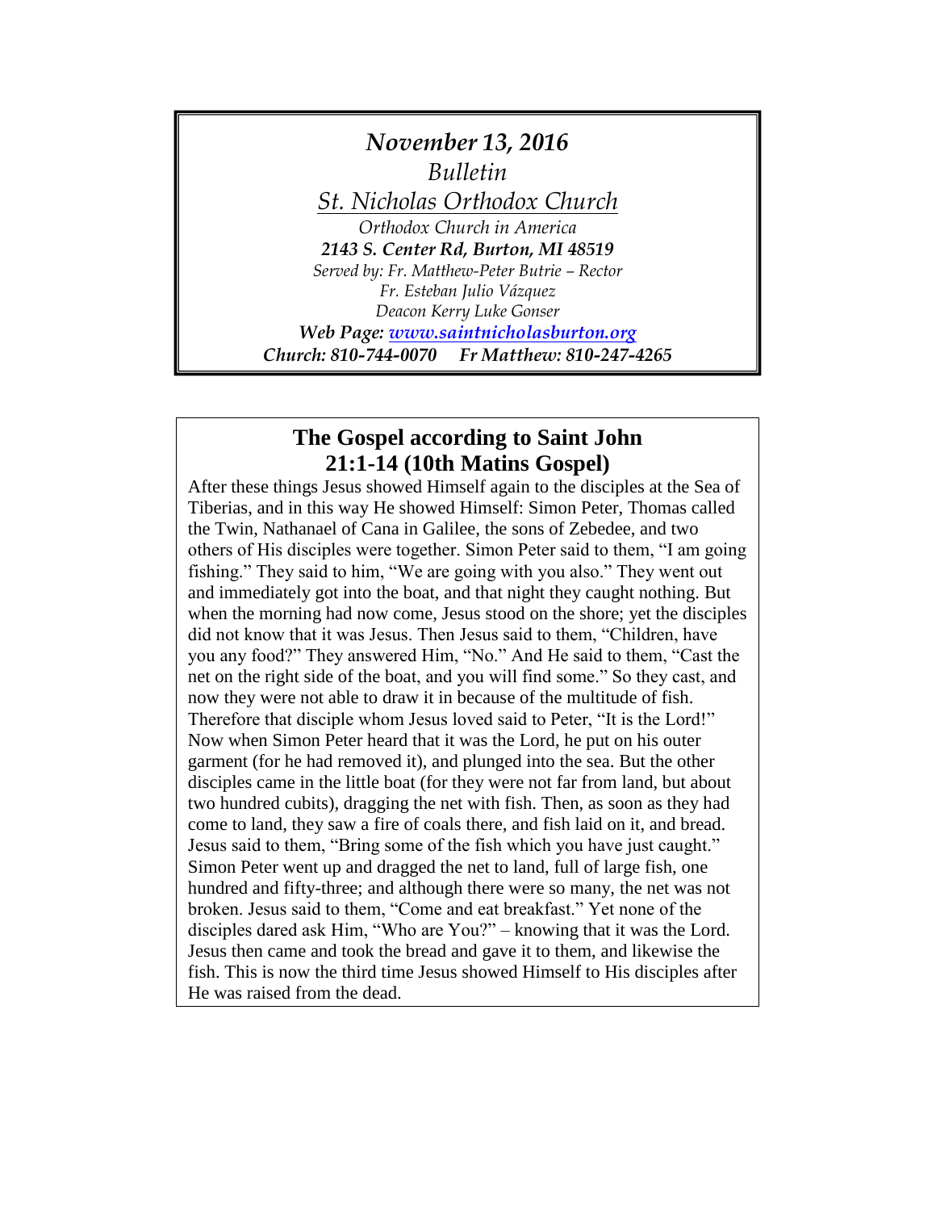# *November 13, 2016*

*Bulletin*

*St. Nicholas Orthodox Church*

*Orthodox Church in America*

***2143 S. Center Rd, Burton, MI 48519***

*Served by: Fr. Matthew-Peter Butrie – Rector*

*Fr. Esteban Julio Vázquez*

*Deacon Kerry Luke Gonser*

***Web Page: www.saintnicholasburton.org***

***Church: 810-744-0070 Fr Matthew: 810-247-4265***

## The Gospel according to Saint John 21:1-14 (10th Matins Gospel)

After these things Jesus showed Himself again to the disciples at the Sea of Tiberias, and in this way He showed Himself: Simon Peter, Thomas called the Twin, Nathanael of Cana in Galilee, the sons of Zebedee, and two others of His disciples were together. Simon Peter said to them, "I am going fishing." They said to him, "We are going with you also." They went out and immediately got into the boat, and that night they caught nothing. But when the morning had now come, Jesus stood on the shore; yet the disciples did not know that it was Jesus. Then Jesus said to them, "Children, have you any food?" They answered Him, "No." And He said to them, "Cast the net on the right side of the boat, and you will find some." So they cast, and now they were not able to draw it in because of the multitude of fish. Therefore that disciple whom Jesus loved said to Peter, "It is the Lord!" Now when Simon Peter heard that it was the Lord, he put on his outer garment (for he had removed it), and plunged into the sea. But the other disciples came in the little boat (for they were not far from land, but about two hundred cubits), dragging the net with fish. Then, as soon as they had come to land, they saw a fire of coals there, and fish laid on it, and bread. Jesus said to them, "Bring some of the fish which you have just caught." Simon Peter went up and dragged the net to land, full of large fish, one hundred and fifty-three; and although there were so many, the net was not broken. Jesus said to them, "Come and eat breakfast." Yet none of the disciples dared ask Him, "Who are You?" – knowing that it was the Lord. Jesus then came and took the bread and gave it to them, and likewise the fish. This is now the third time Jesus showed Himself to His disciples after He was raised from the dead.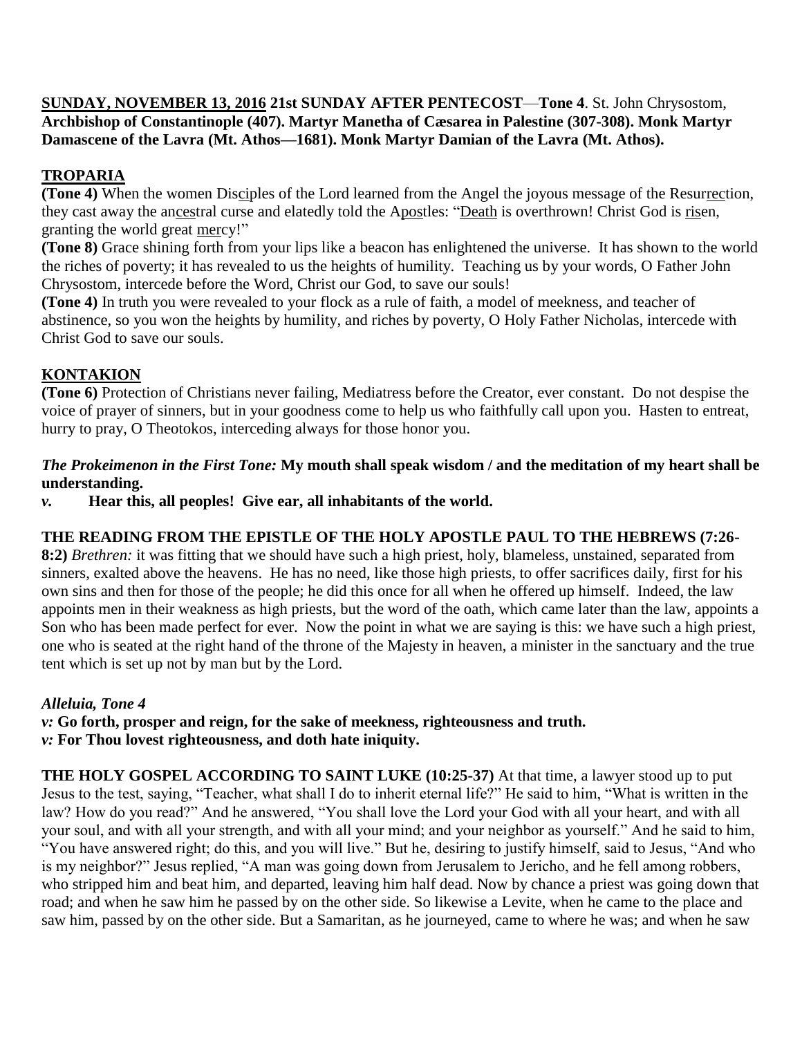**SUNDAY, NOVEMBER 13, 2016 21st SUNDAY AFTER PENTECOST**—**Tone 4**. St. John Chrysostom, **Archbishop of Constantinople (407). Martyr Manetha of Cæsarea in Palestine (307-308). Monk Martyr Damascene of the Lavra (Mt. Athos—1681). Monk Martyr Damian of the Lavra (Mt. Athos).**

## TROPARIA

**(Tone 4)** When the women Disciples of the Lord learned from the Angel the joyous message of the Resurrection, they cast away the ancestral curse and elatedly told the Apostles: "Death is overthrown! Christ God is risen, granting the world great mercy!"

**(Tone 8)** Grace shining forth from your lips like a beacon has enlightened the universe. It has shown to the world the riches of poverty; it has revealed to us the heights of humility. Teaching us by your words, O Father John Chrysostom, intercede before the Word, Christ our God, to save our souls!

**(Tone 4)** In truth you were revealed to your flock as a rule of faith, a model of meekness, and teacher of abstinence, so you won the heights by humility, and riches by poverty, O Holy Father Nicholas, intercede with Christ God to save our souls.

## KONTAKION

**(Tone 6)** Protection of Christians never failing, Mediatress before the Creator, ever constant. Do not despise the voice of prayer of sinners, but in your goodness come to help us who faithfully call upon you. Hasten to entreat, hurry to pray, O Theotokos, interceding always for those honor you.

***The Prokeimenon in the First Tone:*** **My mouth shall speak wisdom / and the meditation of my heart shall be understanding.**

***v.*** **Hear this, all peoples! Give ear, all inhabitants of the world.**

**THE READING FROM THE EPISTLE OF THE HOLY APOSTLE PAUL TO THE HEBREWS (7:26-8:2)** *Brethren:* it was fitting that we should have such a high priest, holy, blameless, unstained, separated from sinners, exalted above the heavens. He has no need, like those high priests, to offer sacrifices daily, first for his own sins and then for those of the people; he did this once for all when he offered up himself. Indeed, the law appoints men in their weakness as high priests, but the word of the oath, which came later than the law, appoints a Son who has been made perfect for ever. Now the point in what we are saying is this: we have such a high priest, one who is seated at the right hand of the throne of the Majesty in heaven, a minister in the sanctuary and the true tent which is set up not by man but by the Lord.

***Alleluia, Tone 4***

***v:*** **Go forth, prosper and reign, for the sake of meekness, righteousness and truth.**

***v:*** **For Thou lovest righteousness, and doth hate iniquity.**

**THE HOLY GOSPEL ACCORDING TO SAINT LUKE (10:25-37)** At that time, a lawyer stood up to put Jesus to the test, saying, "Teacher, what shall I do to inherit eternal life?" He said to him, "What is written in the law? How do you read?" And he answered, "You shall love the Lord your God with all your heart, and with all your soul, and with all your strength, and with all your mind; and your neighbor as yourself." And he said to him, "You have answered right; do this, and you will live." But he, desiring to justify himself, said to Jesus, "And who is my neighbor?" Jesus replied, "A man was going down from Jerusalem to Jericho, and he fell among robbers, who stripped him and beat him, and departed, leaving him half dead. Now by chance a priest was going down that road; and when he saw him he passed by on the other side. So likewise a Levite, when he came to the place and saw him, passed by on the other side. But a Samaritan, as he journeyed, came to where he was; and when he saw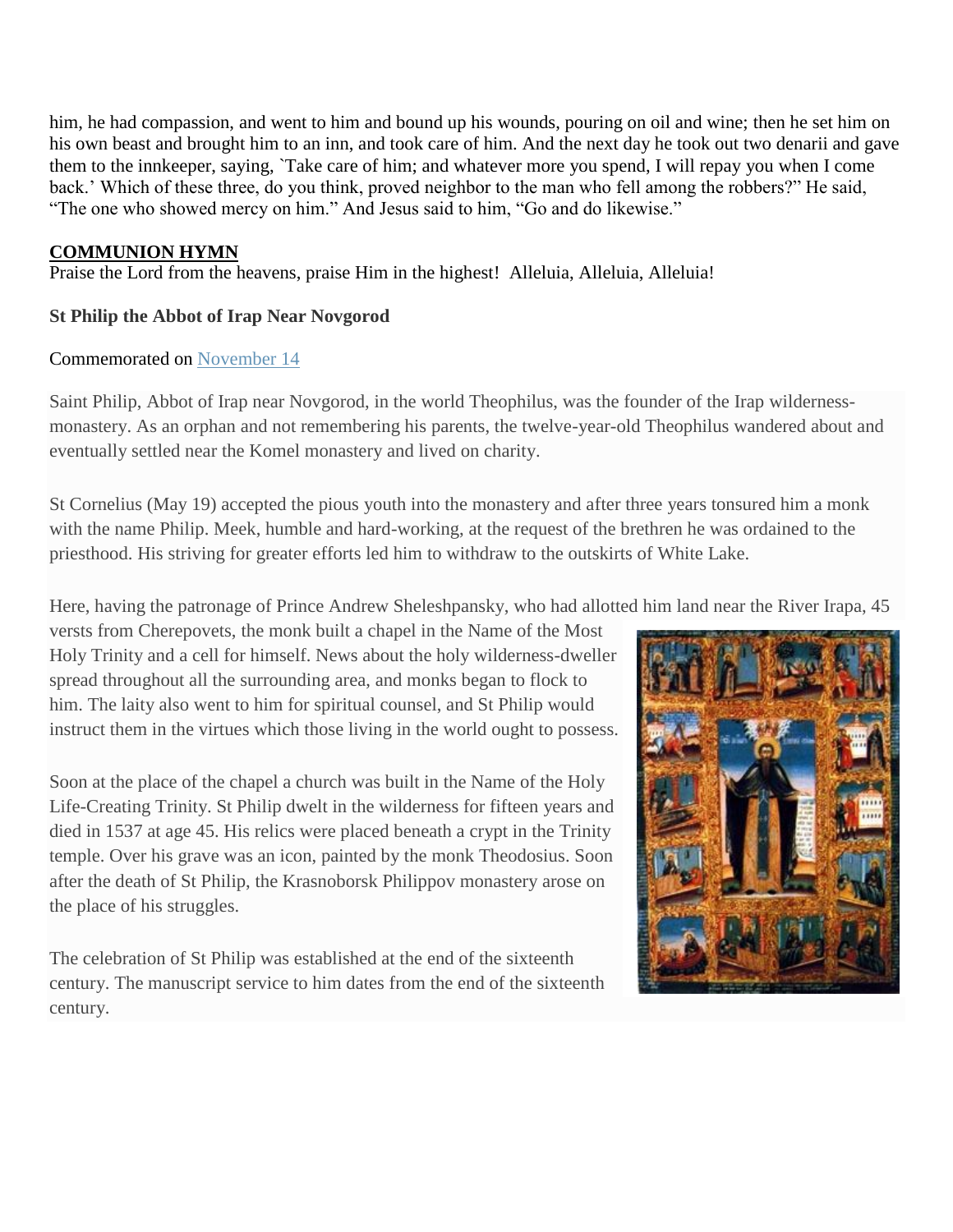him, he had compassion, and went to him and bound up his wounds, pouring on oil and wine; then he set him on his own beast and brought him to an inn, and took care of him. And the next day he took out two denarii and gave them to the innkeeper, saying, `Take care of him; and whatever more you spend, I will repay you when I come back.' Which of these three, do you think, proved neighbor to the man who fell among the robbers?" He said, "The one who showed mercy on him." And Jesus said to him, "Go and do likewise."

**COMMUNION HYMN**

Praise the Lord from the heavens, praise Him in the highest! Alleluia, Alleluia, Alleluia!

**St Philip the Abbot of Irap Near Novgorod**

Commemorated on November 14

Saint Philip, Abbot of Irap near Novgorod, in the world Theophilus, was the founder of the Irap wilderness-monastery. As an orphan and not remembering his parents, the twelve-year-old Theophilus wandered about and eventually settled near the Komel monastery and lived on charity.

St Cornelius (May 19) accepted the pious youth into the monastery and after three years tonsured him a monk with the name Philip. Meek, humble and hard-working, at the request of the brethren he was ordained to the priesthood. His striving for greater efforts led him to withdraw to the outskirts of White Lake.

Here, having the patronage of Prince Andrew Sheleshpansky, who had allotted him land near the River Irapa, 45 versts from Cherepovets, the monk built a chapel in the Name of the Most Holy Trinity and a cell for himself. News about the holy wilderness-dweller spread throughout all the surrounding area, and monks began to flock to him. The laity also went to him for spiritual counsel, and St Philip would instruct them in the virtues which those living in the world ought to possess.

Soon at the place of the chapel a church was built in the Name of the Holy Life-Creating Trinity. St Philip dwelt in the wilderness for fifteen years and died in 1537 at age 45. His relics were placed beneath a crypt in the Trinity temple. Over his grave was an icon, painted by the monk Theodosius. Soon after the death of St Philip, the Krasnoborsk Philippov monastery arose on the place of his struggles.

The celebration of St Philip was established at the end of the sixteenth century. The manuscript service to him dates from the end of the sixteenth century.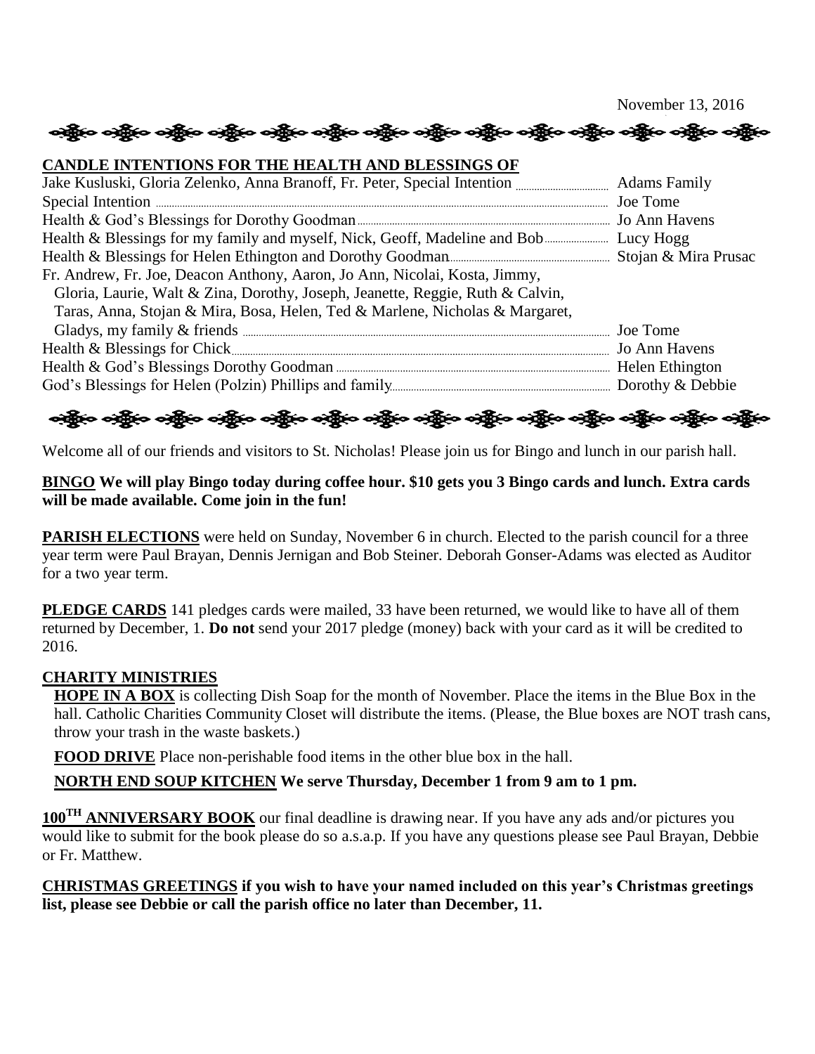November 13, 2016

## CANDLE INTENTIONS FOR THE HEALTH AND BLESSINGS OF

| Intention | Offered by |
|---|---|
| Jake Kusluski, Gloria Zelenko, Anna Branoff, Fr. Peter, Special Intention | Adams Family |
| Special Intention | Joe Tome |
| Health & God's Blessings for Dorothy Goodman | Jo Ann Havens |
| Health & Blessings for my family and myself, Nick, Geoff, Madeline and Bob | Lucy Hogg |
| Health & Blessings for Helen Ethington and Dorothy Goodman | Stojan & Mira Prusac |
| Fr. Andrew, Fr. Joe, Deacon Anthony, Aaron, Jo Ann, Nicolai, Kosta, Jimmy, Gloria, Laurie, Walt & Zina, Dorothy, Joseph, Jeanette, Reggie, Ruth & Calvin, Taras, Anna, Stojan & Mira, Bosa, Helen, Ted & Marlene, Nicholas & Margaret, Gladys, my family & friends | Joe Tome |
| Health & Blessings for Chick | Jo Ann Havens |
| Health & God's Blessings Dorothy Goodman | Helen Ethington |
| God's Blessings for Helen (Polzin) Phillips and family | Dorothy & Debbie |

Welcome all of our friends and visitors to St. Nicholas! Please join us for Bingo and lunch in our parish hall.

**BINGO We will play Bingo today during coffee hour. $10 gets you 3 Bingo cards and lunch. Extra cards will be made available. Come join in the fun!**

**PARISH ELECTIONS** were held on Sunday, November 6 in church. Elected to the parish council for a three year term were Paul Brayan, Dennis Jernigan and Bob Steiner. Deborah Gonser-Adams was elected as Auditor for a two year term.

**PLEDGE CARDS** 141 pledges cards were mailed, 33 have been returned, we would like to have all of them returned by December, 1. **Do not** send your 2017 pledge (money) back with your card as it will be credited to 2016.

## CHARITY MINISTRIES

**HOPE IN A BOX** is collecting Dish Soap for the month of November. Place the items in the Blue Box in the hall. Catholic Charities Community Closet will distribute the items. (Please, the Blue boxes are NOT trash cans, throw your trash in the waste baskets.)

**FOOD DRIVE** Place non-perishable food items in the other blue box in the hall.

**NORTH END SOUP KITCHEN We serve Thursday, December 1 from 9 am to 1 pm.**

**100TH ANNIVERSARY BOOK** our final deadline is drawing near. If you have any ads and/or pictures you would like to submit for the book please do so a.s.a.p. If you have any questions please see Paul Brayan, Debbie or Fr. Matthew.

**CHRISTMAS GREETINGS if you wish to have your named included on this year's Christmas greetings list, please see Debbie or call the parish office no later than December, 11.**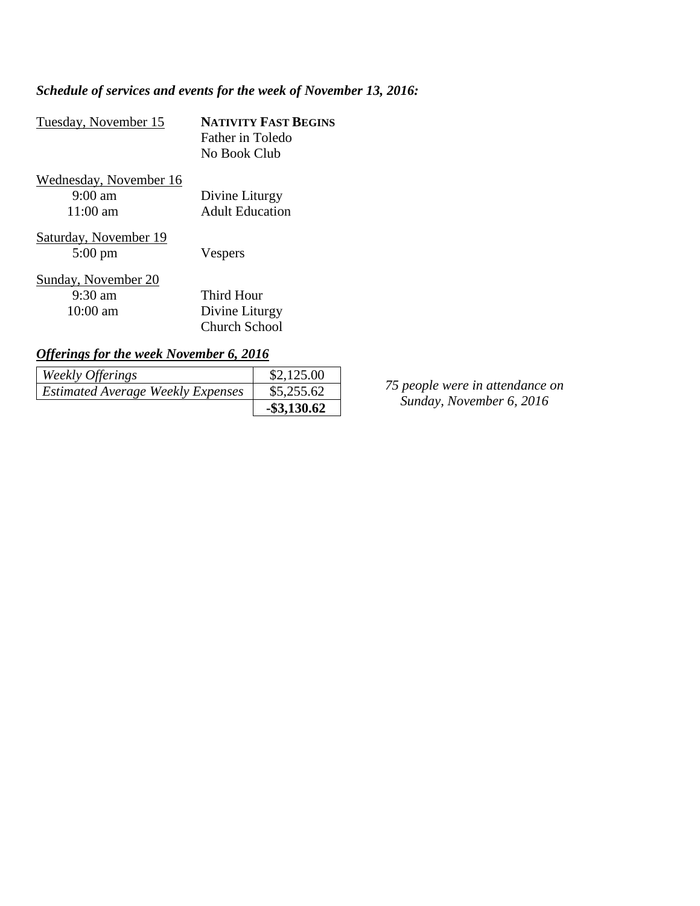***Schedule of services and events for the week of November 13, 2016:***

Tuesday, November 15
**NATIVITY FAST BEGINS**
Father in Toledo
No Book Club

Wednesday, November 16
9:00 am — Divine Liturgy
11:00 am — Adult Education

Saturday, November 19
5:00 pm — Vespers

Sunday, November 20
9:30 am — Third Hour
10:00 am — Divine Liturgy
Church School

***Offerings for the week November 6, 2016***

| | |
|---|---|
| *Weekly Offerings* | $2,125.00 |
| *Estimated Average Weekly Expenses* | $5,255.62 |
| | **-$3,130.62** |

*75 people were in attendance on Sunday, November 6, 2016*